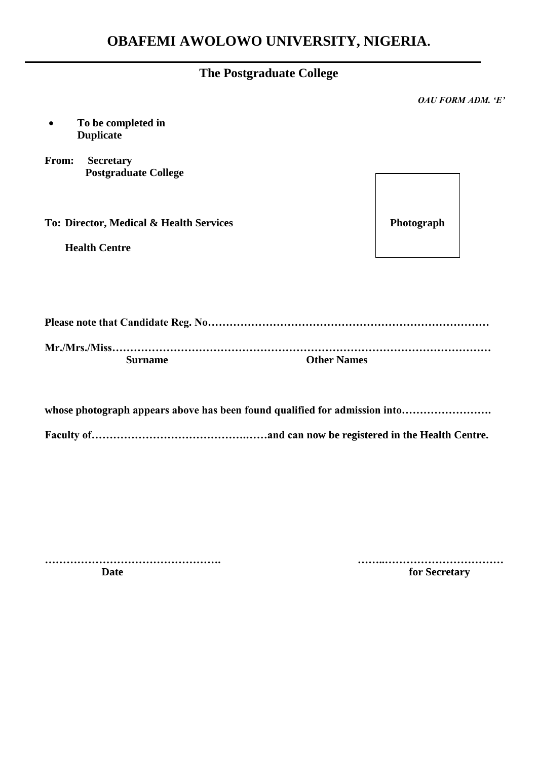# OBAFEMI AWOLOWO UNIVERSITY, NIGERIA.

## The Postgraduate College

*OAU FORM ADM. 'E'*

- **To be completed in Duplicate**

**From: Secretary**
**Postgraduate College**

**To: Director, Medical & Health Services**

**Health Centre**

**Photograph**

**Please note that Candidate Reg. No……………………………………………………………………**

**Mr./Mrs./Miss……………………………………………………………………………………………**
**Surname Other Names**

**whose photograph appears above has been found qualified for admission into…………………….**

**Faculty of……………………………………..……and can now be registered in the Health Centre.**

**………………………………………….** **……..……………………………**
**Date** **for Secretary**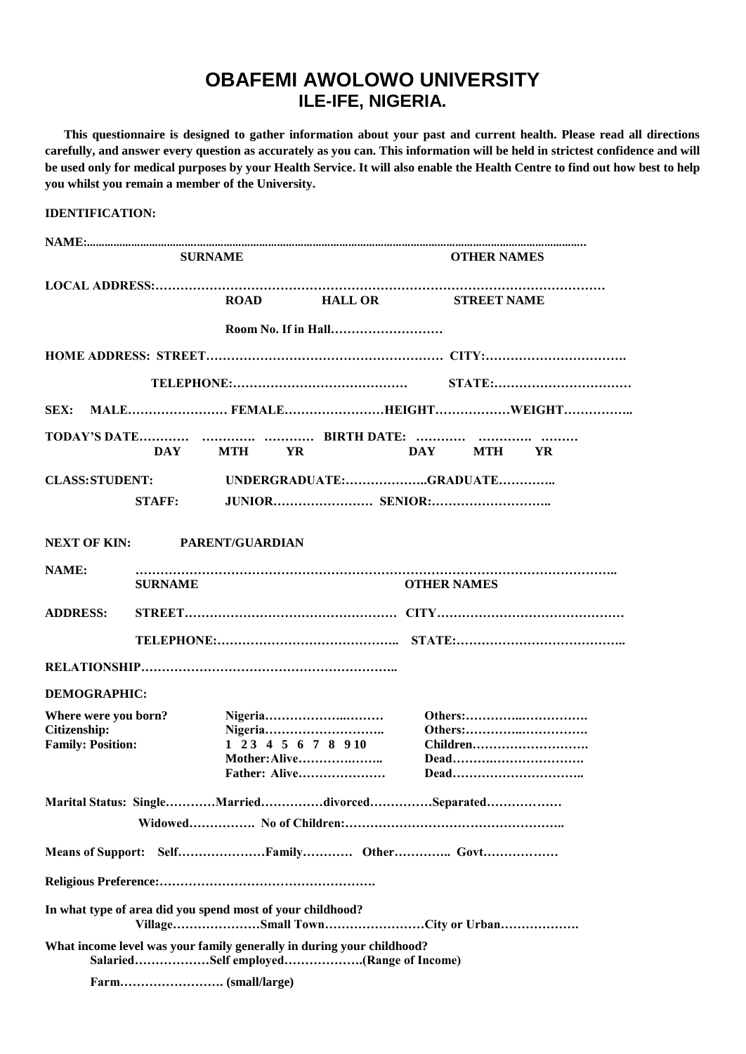# OBAFEMI AWOLOWO UNIVERSITY
## ILE-IFE, NIGERIA.

**This questionnaire is designed to gather information about your past and current health. Please read all directions carefully, and answer every question as accurately as you can. This information will be held in strictest confidence and will be used only for medical purposes by your Health Service. It will also enable the Health Centre to find out how best to help you whilst you remain a member of the University.**

**IDENTIFICATION:**

**NAME:**......................................................................................................................................................................
**SURNAME** **OTHER NAMES**

**LOCAL ADDRESS:**……………………………………………………………………………………………
**ROAD** **HALL OR** **STREET NAME**

**Room No. If in Hall**………………………

**HOME ADDRESS: STREET**………………………………………………… **CITY:**…………………………….

**TELEPHONE:**…………………………………… **STATE:**……………………………

**SEX: MALE**…………………… **FEMALE**……………………**HEIGHT**……………**WEIGHT**…………….

**TODAY'S DATE**………… …………. ………… **BIRTH DATE:** ………… …………. ………
**DAY** **MTH** **YR** **DAY** **MTH** **YR**

**CLASS: STUDENT:** **UNDERGRADUATE:**………………..**GRADUATE**…………..

**STAFF:** **JUNIOR**…………………… **SENIOR:**………………………..

**NEXT OF KIN:** **PARENT/GUARDIAN**

**NAME:** ……………………………………………………………………………………………..
**SURNAME** **OTHER NAMES**

**ADDRESS:** **STREET**…………………………………………… **CITY**………………………………………

**TELEPHONE:**…………………………………….. **STATE:**…………………………………..

**RELATIONSHIP**……………………………………………………..

**DEMOGRAPHIC:**

**Where were you born?** **Nigeria**……………….……… **Others:**…………..…………….
**Citizenship:** **Nigeria**……………………….. **Others:**…………..…………….
**Family: Position:** **1 2 3 4 5 6 7 8 9 10** **Children**……………………….
**Mother: Alive**…………….…….. **Dead**……….………………….
**Father: Alive**………………… **Dead**…………………………..

**Marital Status: Single**…………**Married**……………**divorced**……………**Separated**………………

**Widowed**……………. **No of Children:**……………………………………………..

**Means of Support: Self**…………………**Family**………… **Other**………….. **Govt**………………

**Religious Preference:**…………………………………………….

**In what type of area did you spend most of your childhood?**
**Village**…………………**Small Town**……………………**City or Urban**……………….

**What income level was your family generally in during your childhood?**
**Salaried**………………**Self employed**……………….**(Range of Income)**

**Farm**……………………. **(small/large)**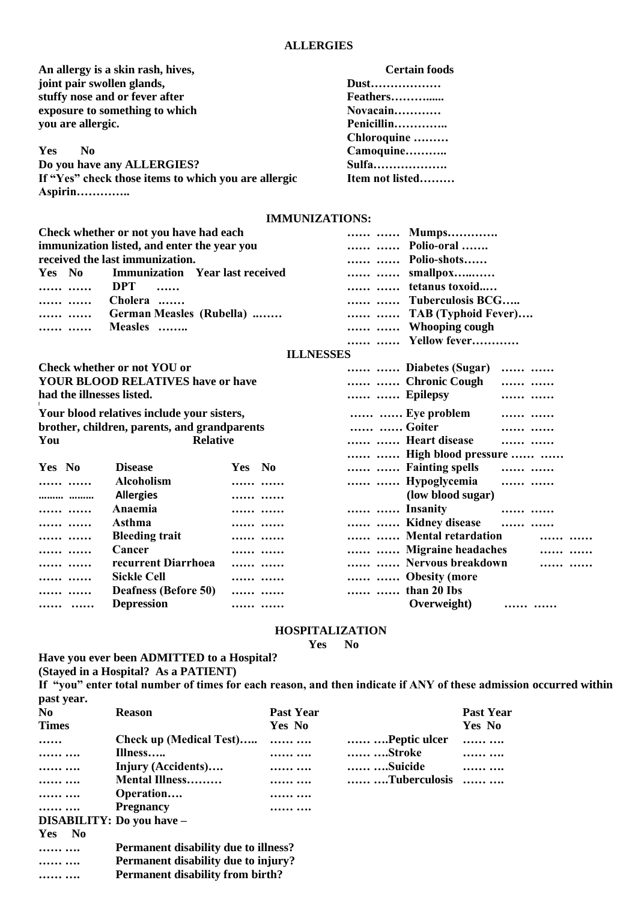## ALLERGIES

An allergy is a skin rash, hives, joint pair swollen glands, stuffy nose and or fever after exposure to something to which you are allergic.

Yes No

Do you have any ALLERGIES?

If "Yes" check those items to which you are allergic

Aspirin…………..

Certain foods

Dust………………

Feathers……….....

Novacain…………

Penicillin…………..

Chloroquine ………

Camoquine………..

Sulfa……………….

Item not listed………

## IMMUNIZATIONS:

Check whether or not you have had each immunization listed, and enter the year you received the last immunization.

| Yes | No | Immunization | Year last received |
|---|---|---|---|
| …… | …… | DPT | …… |
| …… | …… | Cholera | ……. |
| …… | …… | German Measles (Rubella) | ..…… |
| …… | …… | Measles | …….. |
| …… | …… | Mumps | …………. |
| …… | …… | Polio-oral | ……. |
| …… | …… | Polio-shots | …… |
| …… | …… | smallpox | …..…… |
| …… | …… | tetanus toxoid | ..… |
| …… | …… | Tuberculosis BCG | ….. |
| …… | …… | TAB (Typhoid Fever) | …. |
| …… | …… | Whooping cough | |
| …… | …… | Yellow fever | ………… |

## ILLNESSES

Check whether or not YOU or YOUR BLOOD RELATIVES have or have had the illnesses listed.

Your blood relatives include your sisters, brother, children, parents, and grandparents

| You Yes | You No | Disease | Relative Yes | Relative No |
|---|---|---|---|---|
| …… | …… | Alcoholism | …… | …… |
| ……… | ……… | Allergies | …… | …… |
| …… | …… | Anaemia | …… | …… |
| …… | …… | Asthma | …… | …… |
| …… | …… | Bleeding trait | …… | …… |
| …… | …… | Cancer | …… | …… |
| …… | …… | recurrent Diarrhoea | …… | …… |
| …… | …… | Sickle Cell | …… | …… |
| …… | …… | Deafness (Before 50) | …… | …… |
| …… | …… | Depression | …… | …… |
| …… | …… | Diabetes (Sugar) | …… | …… |
| …… | …… | Chronic Cough | …… | …… |
| …… | …… | Epilepsy | …… | …… |
| …… | …… | Eye problem | …… | …… |
| …… | …… | Goiter | …… | …… |
| …… | …… | Heart disease | …… | …… |
| …… | …… | High blood pressure | …… | …… |
| …… | …… | Fainting spells | …… | …… |
| …… | …… | Hypoglycemia (low blood sugar) | …… | …… |
| …… | …… | Insanity | …… | …… |
| …… | …… | Kidney disease | …… | …… |
| …… | …… | Mental retardation | …… | …… |
| …… | …… | Migraine headaches | …… | …… |
| …… | …… | Nervous breakdown | …… | …… |
| …… | …… | Obesity (more than 20 Ibs Overweight) | …… | …… |

## HOSPITALIZATION

Yes No

Have you ever been ADMITTED to a Hospital?

(Stayed in a Hospital? As a PATIENT)

If "you" enter total number of times for each reason, and then indicate if ANY of these admission occurred within past year.

| No Times | Reason | Past Year Yes | Past Year No |
|---|---|---|---|
| …… | Check up (Medical Test)….. | …… | …. |
| …… …. | Illness….. | …… | …. |
| …… …. | Injury (Accidents)…. | …… | …. |
| …… …. | Mental Illness……… | …… | …. |
| …… …. | Operation…. | …… | …. |
| …… …. | Pregnancy | …… | …. |
| …… …. | Peptic ulcer | …… | …. |
| …… …. | Stroke | …… | …. |
| …… …. | Suicide | …… | …. |
| …… …. | Tuberculosis | …… | …. |

DISABILITY: Do you have –

| Yes | No | |
|---|---|---|
| …… | …. | Permanent disability due to illness? |
| …… | …. | Permanent disability due to injury? |
| …… | …. | Permanent disability from birth? |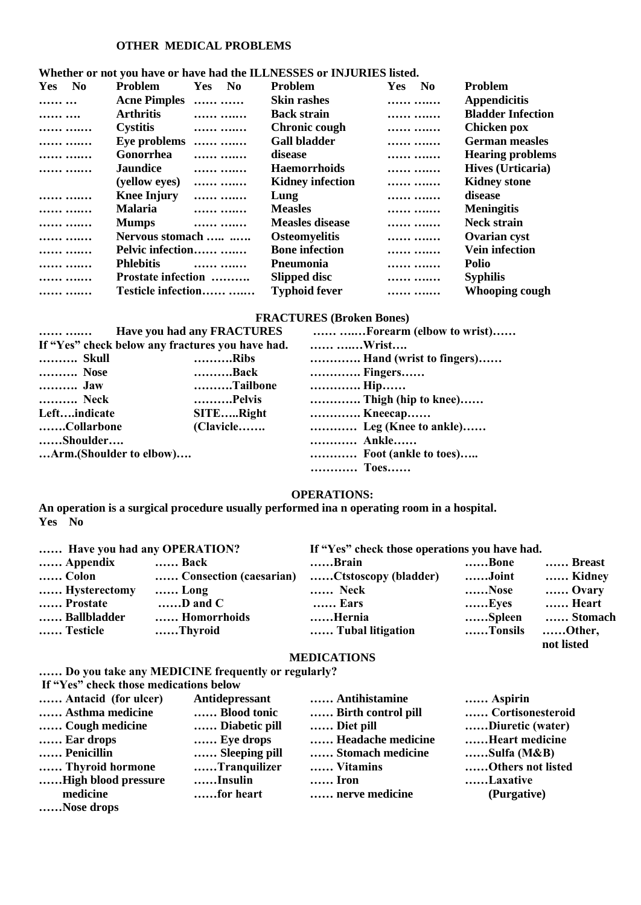## OTHER MEDICAL PROBLEMS

**Whether or not you have or have had the ILLNESSES or INJURIES listed.**

| Yes | No | Problem | Yes | No | Problem | Yes | No | Problem |
|---|---|---|---|---|---|---|---|---|
| …… | … | Acne Pimples | …… | …… | Skin rashes | …… | ….… | Appendicitis |
| …… | …. | Arthritis | …… | ….… | Back strain | …… | ….… | Bladder Infection |
| …… | ….… | Cystitis | …… | ….… | Chronic cough | …… | ….… | Chicken pox |
| …… | ….… | Eye problems | …… | ….… | Gall bladder | …… | ….… | German measles |
| …… | ….… | Gonorrhea | …… | ….… | disease | …… | ….… | Hearing problems |
| …… | ….… | Jaundice | …… | ….… | Haemorrhoids | …… | ….… | Hives (Urticaria) |
| | | (yellow eyes) | …… | ….… | Kidney infection | …… | ….… | Kidney stone |
| …… | ….… | Knee Injury | …… | ….… | Lung | …… | ….… | disease |
| …… | ….… | Malaria | …… | ….… | Measles | …… | ….… | Meningitis |
| …… | ….… | Mumps | …… | ….… | Measles disease | …… | ….… | Neck strain |
| …… | ….… | Nervous stomach | ….. | ….. | Osteomyelitis | …… | ….… | Ovarian cyst |
| …… | ….… | Pelvic infection | …… | ….… | Bone infection | …… | ….… | Vein infection |
| …… | ….… | Phlebitis | …… | ….… | Pneumonia | …… | ….… | Polio |
| …… | ….… | Prostate infection | ………. | | Slipped disc | …… | ….… | Syphilis |
| …… | ….… | Testicle infection | …… | ….… | Typhoid fever | …… | ….… | Whooping cough |

## FRACTURES (Broken Bones)

…… ….… **Have you had any FRACTURES**

**If "Yes" check below any fractures you have had.**

………. **Skull** ……….**Ribs**

………. **Nose** ……….**Back**

………. **Jaw** ……….**Tailbone**

………. **Neck** ……….**Pelvis**

**Left….indicate SITE…..Right**

…….**Collarbone (Clavicle…….**

……**Shoulder….**

…**Arm.(Shoulder to elbow)….**

…… ….…**Forearm (elbow to wrist)……**

…… ….…**Wrist….**

…………. **Hand (wrist to fingers)……**

…………. **Fingers……**

…………. **Hip……**

…………. **Thigh (hip to knee)……**

…………. **Kneecap……**

………… **Leg (Knee to ankle)……**

………… **Ankle……**

………… **Foot (ankle to toes)…..**

………… **Toes……**

## OPERATIONS:

**An operation is a surgical procedure usually performed ina n operating room in a hospital.**

**Yes No**

…… **Have you had any OPERATION?**

**If "Yes" check those operations you have had.**

| | | | | |
|---|---|---|---|---|
| …… Appendix | …… Back | ……Brain | ……Bone | …… Breast |
| …… Colon | …… Consection (caesarian) | ……Ctstoscopy (bladder) | …….Joint | …… Kidney |
| …… Hysterectomy | …… Long | …… Neck | ……Nose | …… Ovary |
| …… Prostate | ……D and C | …… Ears | ……Eyes | …… Heart |
| …… Ballbladder | …… Homorrhoids | ……Hernia | ……Spleen | …… Stomach |
| …… Testicle | ……Thyroid | …… Tubal litigation | ……Tonsils | ……Other, not listed |

## MEDICATIONS

…… **Do you take any MEDICINE frequently or regularly?**

**If "Yes" check those medications below**

| | | | |
|---|---|---|---|
| …… Antacid (for ulcer) | Antidepressant | …… Antihistamine | …… Aspirin |
| …… Asthma medicine | …… Blood tonic | …… Birth control pill | …… Cortisonesteroid |
| …… Cough medicine | …… Diabetic pill | …… Diet pill | ……Diuretic (water) |
| …… Ear drops | …… Eye drops | …… Headache medicine | ……Heart medicine |
| …… Penicillin | …… Sleeping pill | …… Stomach medicine | ……Sulfa (M&B) |
| …… Thyroid hormone | ……Tranquilizer | …… Vitamins | ……Others not listed |
| ……High blood pressure medicine | ……Insulin ……for heart | …… Iron …… nerve medicine | ……Laxative (Purgative) |
| ……Nose drops | | | |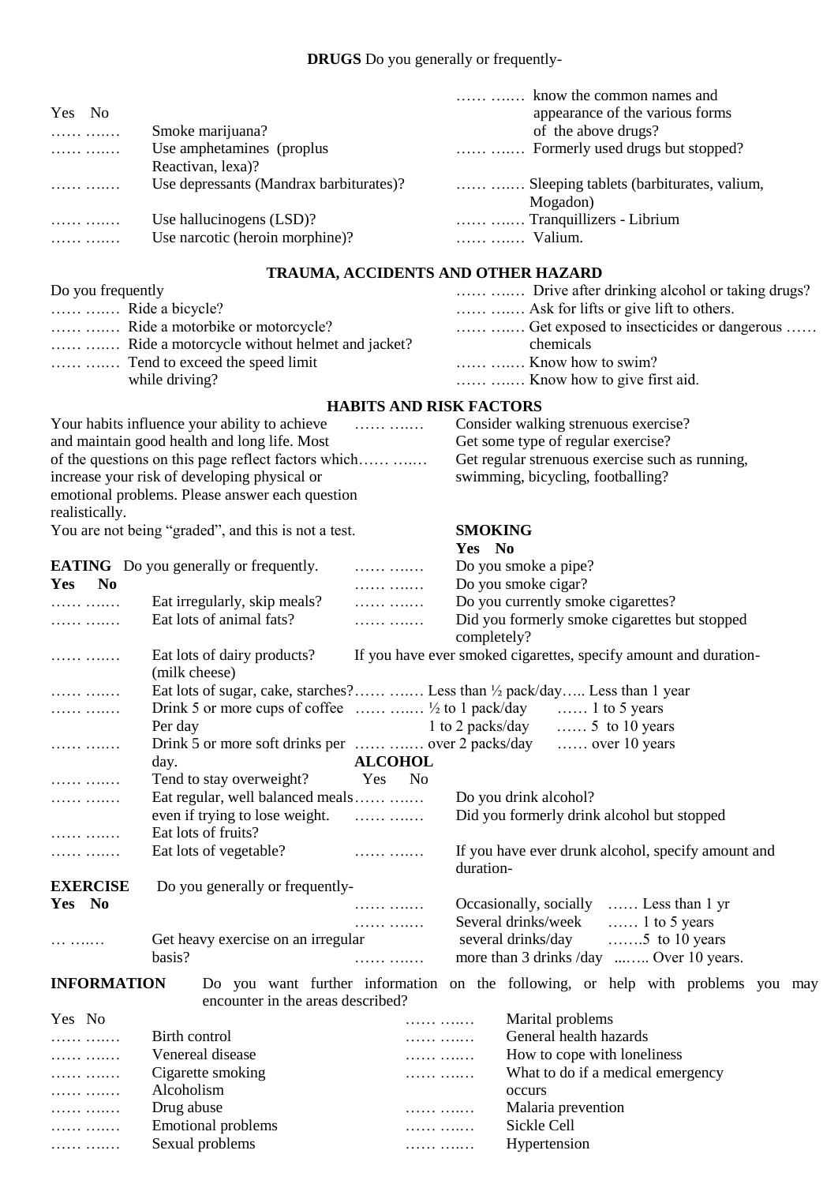**DRUGS** Do you generally or frequently-

| Yes | No | |
|---|---|---|
| …… | ….… | Smoke marijuana? |
| …… | ….… | Use amphetamines (proplus Reactivan, lexa)? |
| …… | ….… | Use depressants (Mandrax barbiturates)? |
| …… | ….… | Use hallucinogens (LSD)? |
| …… | ….… | Use narcotic (heroin morphine)? |
| …… | ….… | know the common names and appearance of the various forms of the above drugs? |
| …… | ….… | Formerly used drugs but stopped? |
| …… | ….… | Sleeping tablets (barbiturates, valium, Mogadon) |
| …… | ….… | Tranquillizers - Librium |
| …… | ….… | Valium. |

## TRAUMA, ACCIDENTS AND OTHER HAZARD

Do you frequently

| Yes | No | |
|---|---|---|
| …… | ….… | Ride a bicycle? |
| …… | ….… | Ride a motorbike or motorcycle? |
| …… | ….… | Ride a motorcycle without helmet and jacket? |
| …… | ….… | Tend to exceed the speed limit while driving? |
| …… | ….… | Drive after drinking alcohol or taking drugs? |
| …… | ….… | Ask for lifts or give lift to others. |
| …… | ….… | Get exposed to insecticides or dangerous …… chemicals |
| …… | ….… | Know how to swim? |
| …… | ….… | Know how to give first aid. |

## HABITS AND RISK FACTORS

Your habits influence your ability to achieve and maintain good health and long life. Most of the questions on this page reflect factors which increase your risk of developing physical or emotional problems. Please answer each question realistically.

You are not being "graded", and this is not a test.

**EATING** Do you generally or frequently.

| Yes | No | |
|---|---|---|
| …… | ….… | Eat irregularly, skip meals? |
| …… | ….… | Eat lots of animal fats? |
| …… | ….… | Eat lots of dairy products? (milk cheese) |
| …… | ….… | Eat lots of sugar, cake, starches? |
| …… | ….… | Drink 5 or more cups of coffee Per day |
| …… | ….… | Drink 5 or more soft drinks per day. |
| …… | ….… | Tend to stay overweight? |
| …… | ….… | Eat regular, well balanced meals even if trying to lose weight. |
| …… | ….… | Eat lots of fruits? |
| …… | ….… | Eat lots of vegetable? |

**EXERCISE** Do you generally or frequently-

| Yes | No | |
|---|---|---|
| … | ….… | Get heavy exercise on an irregular basis? |
| …… | ….… | Consider walking strenuous exercise? |
| …… | ….… | Get some type of regular exercise? |
| …… | ….… | Get regular strenuous exercise such as running, swimming, bicycling, footballing? |

**SMOKING**

| Yes | No | |
|---|---|---|
| …… | ….… | Do you smoke a pipe? |
| …… | ….… | Do you smoke cigar? |
| …… | ….… | Do you currently smoke cigarettes? |
| …… | ….… | Did you formerly smoke cigarettes but stopped completely? |

If you have ever smoked cigarettes, specify amount and duration-

| Yes | No | Amount | Duration |
|---|---|---|---|
| …… | ….… | Less than ½ pack/day | ….. Less than 1 year |
| …… | ….… | ½ to 1 pack/day | …… 1 to 5 years |
| | | 1 to 2 packs/day | …… 5 to 10 years |
| …… | ….… | over 2 packs/day | …… over 10 years |

**ALCOHOL**

| Yes | No | |
|---|---|---|
| …… | ….… | Do you drink alcohol? |
| …… | ….… | Did you formerly drink alcohol but stopped |

If you have ever drunk alcohol, specify amount and duration-

| Yes | No | Amount | Duration |
|---|---|---|---|
| …… | ….… | Occasionally, socially | …… Less than 1 yr |
| …… | ….… | Several drinks/week | …… 1 to 5 years |
| | | several drinks/day | …….5 to 10 years |
| …… | ….… | more than 3 drinks /day | ...….. Over 10 years. |

**INFORMATION** Do you want further information on the following, or help with problems you may encounter in the areas described?

| Yes | No | |
|---|---|---|
| …… | ….… | Birth control |
| …… | ….… | Venereal disease |
| …… | ….… | Cigarette smoking |
| …… | ….… | Alcoholism |
| …… | ….… | Drug abuse |
| …… | ….… | Emotional problems |
| …… | ….… | Sexual problems |
| …… | ….… | Marital problems |
| …… | ….… | General health hazards |
| …… | ….… | How to cope with loneliness |
| …… | ….… | What to do if a medical emergency occurs |
| …… | ….… | Malaria prevention |
| …… | ….… | Sickle Cell |
| …… | ….… | Hypertension |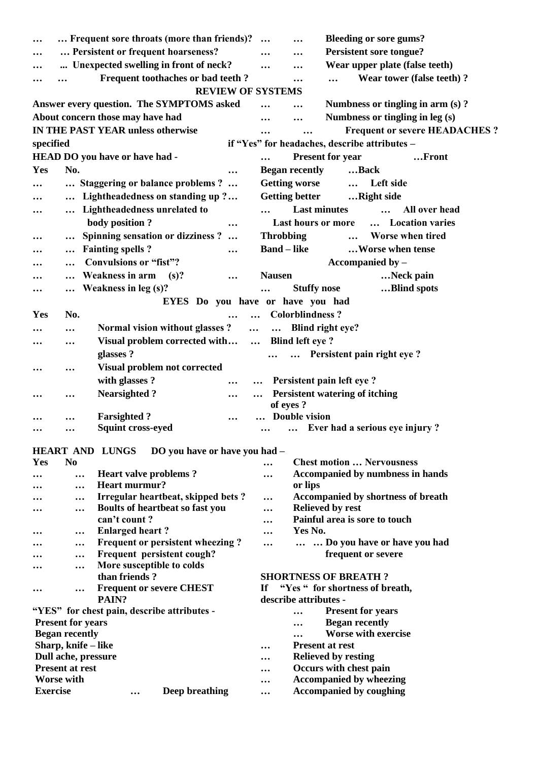… … Frequent sore throats (more than friends)? … … Bleeding or sore gums?

… … Persistent or frequent hoarseness? … … Persistent sore tongue?

… ... Unexpected swelling in front of neck? … … Wear upper plate (false teeth)

… … Frequent toothaches or bad teeth ? … … Wear tower (false teeth) ?

## REVIEW OF SYSTEMS

**Answer every question. The SYMPTOMS asked About concern those may have had IN THE PAST YEAR unless otherwise specified**

**HEAD DO you have or have had -**

| Yes | No. | |
|---|---|---|
| … | … | Staggering or balance problems ? |
| … | … | Lightheadedness on standing up ? |
| … | … | Lightheadedness unrelated to body position ? |
| … | … | Spinning sensation or dizziness ? |
| … | … | Fainting spells ? |
| … | … | Convulsions or "fist"? |
| … | … | Weakness in arm (s)? |
| … | … | Weakness in leg (s)? |
| … | … | Numbness or tingling in arm (s) ? |
| … | … | Numbness or tingling in leg (s) |
| … | … | Frequent or severe HEADACHES ? |

**if "Yes" for headaches, describe attributes –**

… Present for year … Front

… Began recently … Back

… Getting worse … Left side

… Getting better … Right side

… Last minutes … All over head

… Last hours or more … Location varies

… Throbbing … Worse when tired

… Band – like … Worse when tense

**Accompanied by –**

… Nausen … Neck pain

… Stuffy nose … Blind spots

## EYES Do you have or have you had

| Yes | No. | |
|---|---|---|
| … | … | Normal vision without glasses ? |
| … | … | Visual problem corrected with glasses ? |
| … | … | Visual problem not corrected with glasses ? |
| … | … | Nearsighted ? |
| … | … | Farsighted ? |
| … | … | Squint cross-eyed |
| … | … | Colorblindness ? |
| … | … | Blind right eye? |
| … | … | Blind left eye ? |
| … | … | Persistent pain right eye ? |
| … | … | Persistent pain left eye ? |
| … | … | Persistent watering of itching of eyes ? |
| … | … | Double vision |
| … | … | Ever had a serious eye injury ? |

## HEART AND LUNGS DO you have or have you had –

| Yes | No | |
|---|---|---|
| … | … | Heart valve problems ? |
| … | … | Heart murmur? |
| … | … | Irregular heartbeat, skipped bets ? |
| … | … | Boults of heartbeat so fast you can't count ? |
| … | … | Enlarged heart ? |
| … | … | Frequent or persistent wheezing ? |
| … | … | Frequent persistent cough? |
| … | … | More susceptible to colds than friends ? |
| … | … | Frequent or severe CHEST PAIN? |

**"YES" for chest pain, describe attributes -**

Present for years

Began recently

Sharp, knife – like

Dull ache, pressure

Present at rest

Worse with Exercise … Deep breathing

… Chest motion … Nervousness

… Accompanied by numbness in hands or lips

… Accompanied by shortness of breath

… Relieved by rest

… Painful area is sore to touch

Yes No.

… … … Do you have or have you had frequent or severe

**SHORTNESS OF BREATH ?**

**If "Yes " for shortness of breath, describe attributes -**

… Present for years

… Began recently

… Worse with exercise

… Present at rest

… Relieved by resting

… Occurs with chest pain

… Accompanied by wheezing

… Accompanied by coughing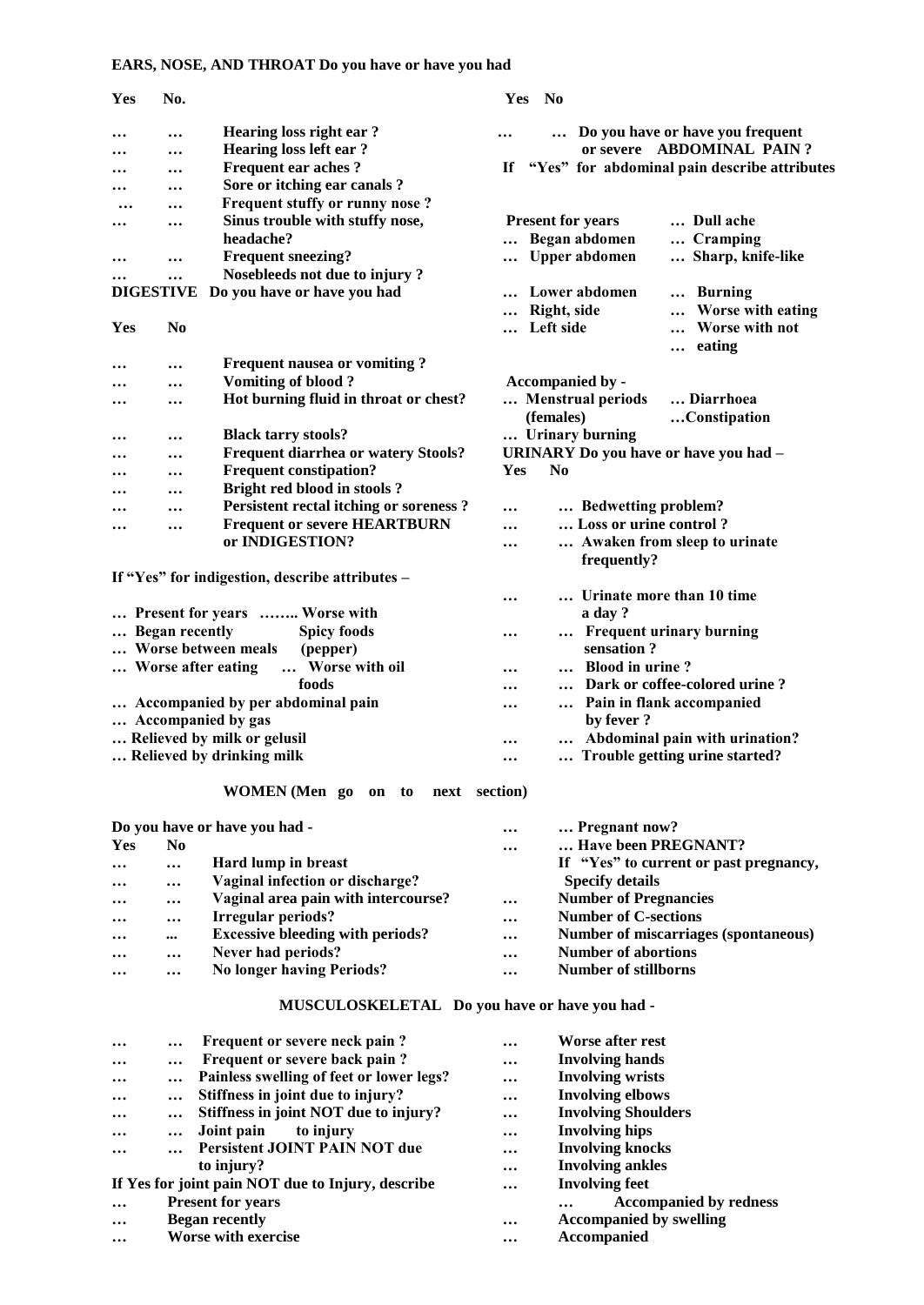**EARS, NOSE, AND THROAT Do you have or have you had**

| Yes | No. | |
|---|---|---|
| … | … | Hearing loss right ear ? |
| … | … | Hearing loss left ear ? |
| … | … | Frequent ear aches ? |
| … | … | Sore or itching ear canals ? |
| … | … | Frequent stuffy or runny nose ? |
| … | … | Sinus trouble with stuffy nose, headache? |
| … | … | Frequent sneezing? |
| … | … | Nosebleeds not due to injury ? |

**DIGESTIVE Do you have or have you had**

| Yes | No | |
|---|---|---|
| … | … | Frequent nausea or vomiting ? |
| … | … | Vomiting of blood ? |
| … | … | Hot burning fluid in throat or chest? |
| … | … | Black tarry stools? |
| … | … | Frequent diarrhea or watery Stools? |
| … | … | Frequent constipation? |
| … | … | Bright red blood in stools ? |
| … | … | Persistent rectal itching or soreness ? |
| … | … | Frequent or severe HEARTBURN or INDIGESTION? |

**If "Yes" for indigestion, describe attributes –**

- … Present for years
- … Began recently
- … Worse between meals
- … Worse after eating
- …….. Worse with Spicy foods (pepper)
- … Worse with oil foods
- … Accompanied by per abdominal pain
- … Accompanied by gas
- … Relieved by milk or gelusil
- … Relieved by drinking milk

| Yes | No | |
|---|---|---|
| … | … | Do you have or have you frequent or severe ABDOMINAL PAIN ? |

**If "Yes" for abdominal pain describe attributes**

- Present for years
- … Began abdomen
- … Upper abdomen
- … Lower abdomen
- … Right, side
- … Left side
- … Dull ache
- … Cramping
- … Sharp, knife-like
- … Burning
- … Worse with eating
- … Worse with not
- … eating

**Accompanied by -**

- … Menstrual periods (females)
- … Urinary burning
- … Diarrhoea
- …Constipation

**URINARY Do you have or have you had –**

| Yes | No | |
|---|---|---|
| … | … | Bedwetting problem? |
| … | … | Loss or urine control ? |
| … | … | Awaken from sleep to urinate frequently? |
| … | … | Urinate more than 10 time a day ? |
| … | … | Frequent urinary burning sensation ? |
| … | … | Blood in urine ? |
| … | … | Dark or coffee-colored urine ? |
| … | … | Pain in flank accompanied by fever ? |
| … | … | Abdominal pain with urination? |
| … | … | Trouble getting urine started? |

**WOMEN (Men go on to next section)**

**Do you have or have you had -**

| Yes | No | |
|---|---|---|
| … | … | Hard lump in breast |
| … | … | Vaginal infection or discharge? |
| … | … | Vaginal area pain with intercourse? |
| … | … | Irregular periods? |
| … | ... | Excessive bleeding with periods? |
| … | … | Never had periods? |
| … | … | No longer having Periods? |

| | | |
|---|---|---|
| … | … | Pregnant now? |
| … | … | Have been PREGNANT? |

If "Yes" to current or past pregnancy, Specify details

- … Number of Pregnancies
- … Number of C-sections
- … Number of miscarriages (spontaneous)
- … Number of abortions
- … Number of stillborns

**MUSCULOSKELETAL Do you have or have you had -**

| | | |
|---|---|---|
| … | … | Frequent or severe neck pain ? |
| … | … | Frequent or severe back pain ? |
| … | … | Painless swelling of feet or lower legs? |
| … | … | Stiffness in joint due to injury? |
| … | … | Stiffness in joint NOT due to injury? |
| … | … | Joint pain to injury |
| … | … | Persistent JOINT PAIN NOT due to injury? |

**If Yes for joint pain NOT due to Injury, describe**

- … Present for years
- … Began recently
- … Worse with exercise
- … Worse after rest
- … Involving hands
- … Involving wrists
- … Involving elbows
- … Involving Shoulders
- … Involving hips
- … Involving knocks
- … Involving ankles
- … Involving feet
- … Accompanied by redness
- … Accompanied by swelling
- … Accompanied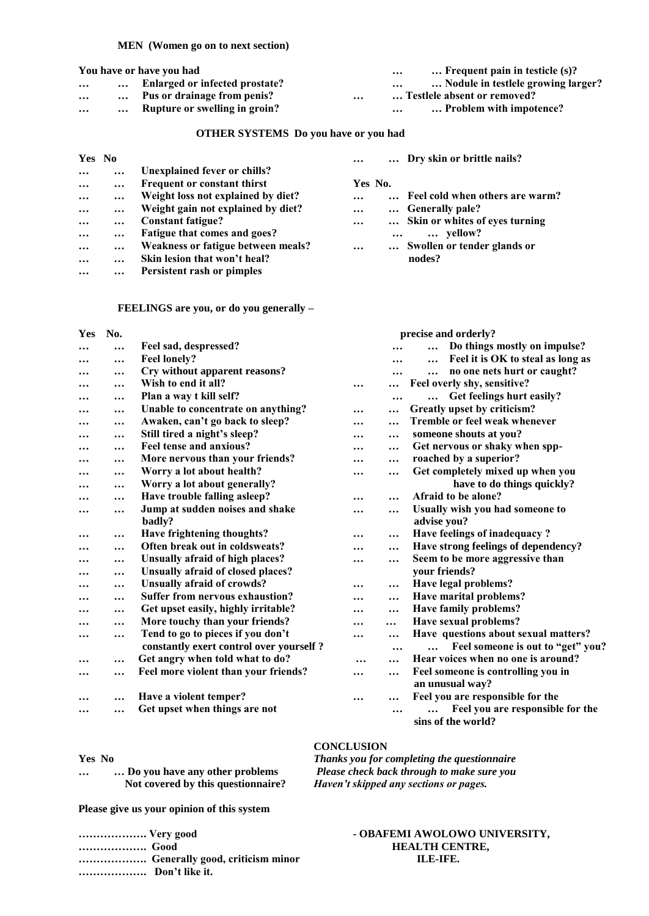**MEN (Women go on to next section)**

**You have or have you had**

- … … **Enlarged or infected prostate?**
- … … **Pus or drainage from penis?**
- … … **Rupture or swelling in groin?**
- … … **Frequent pain in testicle (s)?**
- … … **Nodule in testlele growing larger?**
- … … **Testlele absent or removed?**
- … … **Problem with impotence?**

**OTHER SYSTEMS Do you have or you had**

**Yes No**

- … … **Unexplained fever or chills?**
- … … **Frequent or constant thirst**
- … … **Weight loss not explained by diet?**
- … … **Weight gain not explained by diet?**
- … … **Constant fatigue?**
- … … **Fatigue that comes and goes?**
- … … **Weakness or fatigue between meals?**
- … … **Skin lesion that won't heal?**
- … … **Persistent rash or pimples**
- … … **Dry skin or brittle nails?**

**Yes No.**

- … … **Feel cold when others are warm?**
- … … **Generally pale?**
- … … **Skin or whites of eyes turning yellow?**
- … … **Swollen or tender glands or nodes?**

**FEELINGS are you, or do you generally –**

**Yes No.**

- … … **Feel sad, despressed?**
- … … **Feel lonely?**
- … … **Cry without apparent reasons?**
- … … **Wish to end it all?**
- … … **Plan a way t kill self?**
- … … **Unable to concentrate on anything?**
- … … **Awaken, can't go back to sleep?**
- … … **Still tired a night's sleep?**
- … … **Feel tense and anxious?**
- … … **More nervous than your friends?**
- … … **Worry a lot about health?**
- … … **Worry a lot about generally?**
- … … **Have trouble falling asleep?**
- … … **Jump at sudden noises and shake badly?**
- … … **Have frightening thoughts?**
- … … **Often break out in coldsweats?**
- … … **Unsually afraid of high places?**
- … … **Unsually afraid of closed places?**
- … … **Unsually afraid of crowds?**
- … … **Suffer from nervous exhaustion?**
- … … **Get upset easily, highly irritable?**
- … … **More touchy than your friends?**
- … … **Tend to go to pieces if you don't constantly exert control over yourself ?**
- … … **Get angry when told what to do?**
- … … **Feel more violent than your friends?**
- … … **Have a violent temper?**
- … … **Get upset when things are not precise and orderly?**
- … … **Do things mostly on impulse?**
- … … **Feel it is OK to steal as long as no one nets hurt or caught?**
- … … **Feel overly shy, sensitive?**
- … … **Get feelings hurt easily?**
- … … **Greatly upset by criticism?**
- … … **Tremble or feel weak whenever someone shouts at you?**
- … … **Get nervous or shaky when spproached by a superior?**
- … … **Get completely mixed up when you have to do things quickly?**
- … … **Afraid to be alone?**
- … … **Usually wish you had someone to advise you?**
- … … **Have feelings of inadequacy ?**
- … … **Have strong feelings of dependency?**
- … … **Seem to be more aggressive than your friends?**
- … … **Have legal problems?**
- … … **Have marital problems?**
- … … **Have family problems?**
- … … **Have sexual problems?**
- … … **Have questions about sexual matters?**
- … … **Feel someone is out to "get" you?**
- … … **Hear voices when no one is around?**
- … … **Feel someone is controlling you in an unusual way?**
- … … **Feel you are responsible for the**
- … … **Feel you are responsible for the sins of the world?**

**Yes No**

- … … **Do you have any other problems Not covered by this questionnaire?**

**CONCLUSION**

***Thanks you for completing the questionnaire***
***Please check back through to make sure you Haven't skipped any sections or pages.***

**Please give us your opinion of this system**

- ………………. **Very good**
- ………………. **Good**
- ………………. **Generally good, criticism minor**
- ………………. **Don't like it.**

**- OBAFEMI AWOLOWO UNIVERSITY,**
**HEALTH CENTRE,**
**ILE-IFE.**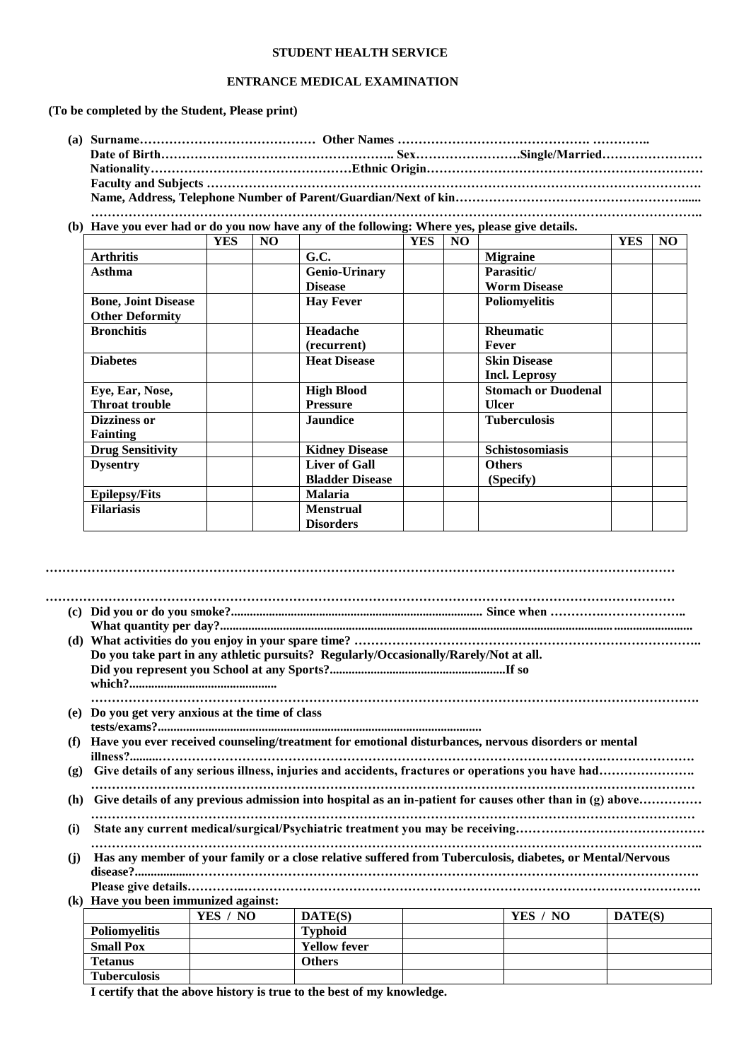**STUDENT HEALTH SERVICE**

**ENTRANCE MEDICAL EXAMINATION**

**(To be completed by the Student, Please print)**

**(a)** **Surname…………………………………… Other Names ………………………………………. …………..**
**Date of Birth……………………………………………….. Sex…………………….Single/Married……………………**
**Nationality…………………………………………Ethnic Origin……………………………………………………………**
**Faculty and Subjects ………………………………………………………………………………………………………….**
**Name, Address, Telephone Number of Parent/Guardian/Next of kin………………………………………………......**
**………………………………………………………………………………………………………………………………..**

**(b) Have you ever had or do you now have any of the following: Where yes, please give details.**

| | YES | NO | | YES | NO | | YES | NO |
|---|---|---|---|---|---|---|---|---|
| **Arthritis** | | | **G.C.** | | | **Migraine** | | |
| **Asthma** | | | **Genio-Urinary Disease** | | | **Parasitic/ Worm Disease** | | |
| **Bone, Joint Disease Other Deformity** | | | **Hay Fever** | | | **Poliomyelitis** | | |
| **Bronchitis** | | | **Headache (recurrent)** | | | **Rheumatic Fever** | | |
| **Diabetes** | | | **Heat Disease** | | | **Skin Disease Incl. Leprosy** | | |
| **Eye, Ear, Nose, Throat trouble** | | | **High Blood Pressure** | | | **Stomach or Duodenal Ulcer** | | |
| **Dizziness or Fainting** | | | **Jaundice** | | | **Tuberculosis** | | |
| **Drug Sensitivity** | | | **Kidney Disease** | | | **Schistosomiasis** | | |
| **Dysentry** | | | **Liver of Gall Bladder Disease** | | | **Others (Specify)** | | |
| **Epilepsy/Fits** | | | **Malaria** | | | | | |
| **Filariasis** | | | **Menstrual Disorders** | | | | | |

**……………………………………………………………………………………………………………………………………**

**……………………………………………………………………………………………………………………………………**

**(c) Did you or do you smoke?................................................................................ Since when …………………………..**
**What quantity per day?.........................................................................................................................................**

**(d) What activities do you enjoy in your spare time? ………………………………………………………………………..**
**Do you take part in any athletic pursuits? Regularly/Occasionally/Rarely/Not at all.**
**Did you represent you School at any Sports?........................................................If so which?...............................................**
**……………………………………………………………………………………………………………………………….**

**(e) Do you get very anxious at the time of class tests/exams?......................................................................................................**

**(f) Have you ever received counseling/treatment for emotional disturbances, nervous disorders or mental illness?........……………………………………………………………………………………………………………**

**(g) Give details of any serious illness, injuries and accidents, fractures or operations you have had…………………..**
**……………………………………………………………………………………………………………………………**

**(h) Give details of any previous admission into hospital as an in-patient for causes other than in (g) above……………**
**……………………………………………………………………………………………………………………………**

**(i) State any current medical/surgical/Psychiatric treatment you may be receiving………………………………………**
**……………………………………………………………………………………………………………………………..**

**(j) Has any member of your family or a close relative suffered from Tuberculosis, diabetes, or Mental/Nervous disease?..................…………………………………………………………………………………………………………….**
**Please give details………..……………………………………………………………………………………………….**

**(k) Have you been immunized against:**

| | YES / NO | DATE(S) | | YES / NO | DATE(S) |
|---|---|---|---|---|---|
| **Poliomyelitis** | | **Typhoid** | | | |
| **Small Pox** | | **Yellow fever** | | | |
| **Tetanus** | | **Others** | | | |
| **Tuberculosis** | | | | | |

**I certify that the above history is true to the best of my knowledge.**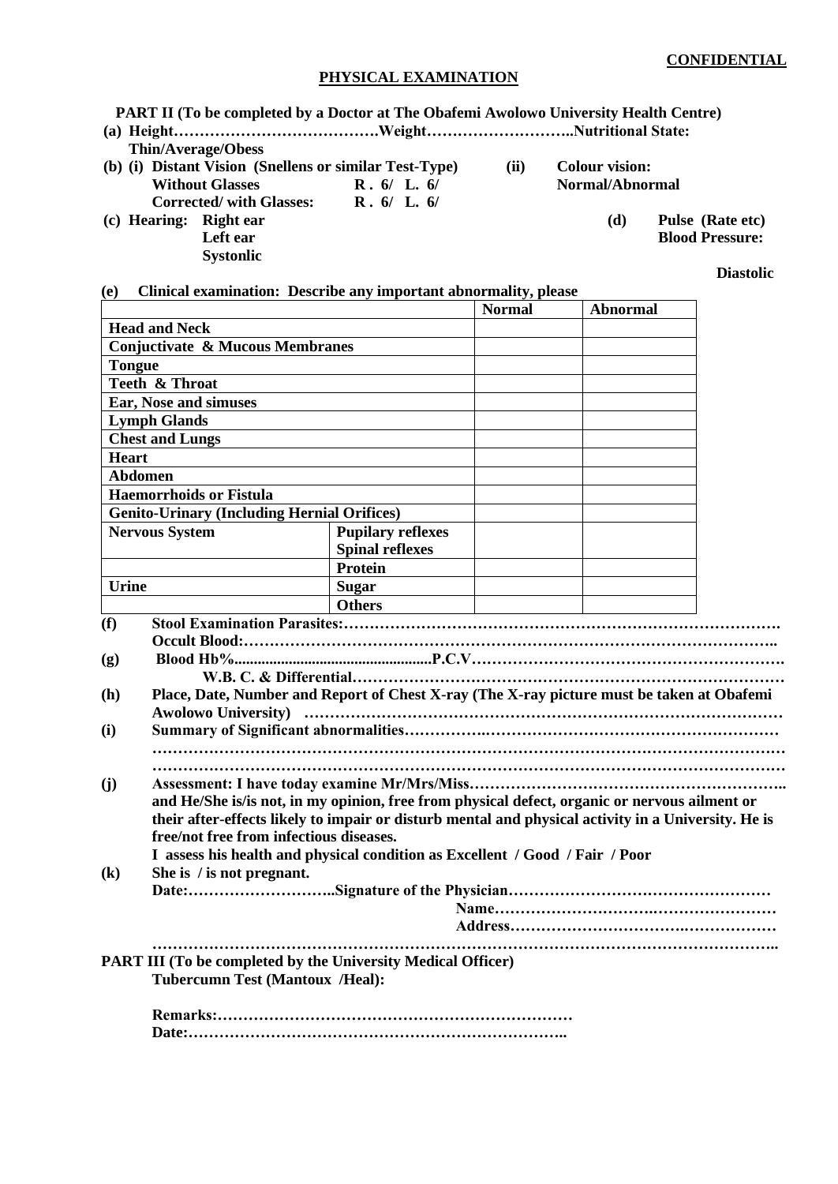**CONFIDENTIAL**

## PHYSICAL EXAMINATION

**PART II (To be completed by a Doctor at The Obafemi Awolowo University Health Centre)**

**(a) Height………………………………….Weight………………………..Nutritional State: Thin/Average/Obess**

**(b) (i) Distant Vision (Snellens or similar Test-Type)** **(ii) Colour vision: Normal/Abnormal**

**Without Glasses R . 6/ L. 6/**

**Corrected/ with Glasses: R . 6/ L. 6/**

**(c) Hearing: Right ear**
**Left ear**
**Systonlic**

**(d) Pulse (Rate etc)**
**Blood Pressure:**
**Diastolic**

**(e) Clinical examination: Describe any important abnormality, please**

| | | Normal | Abnormal |
|---|---|---|---|
| Head and Neck | | | |
| Conjuctivate & Mucous Membranes | | | |
| Tongue | | | |
| Teeth & Throat | | | |
| Ear, Nose and simuses | | | |
| Lymph Glands | | | |
| Chest and Lungs | | | |
| Heart | | | |
| Abdomen | | | |
| Haemorrhoids or Fistula | | | |
| Genito-Urinary (Including Hernial Orifices) | | | |
| Nervous System | Pupilary reflexes<br>Spinal reflexes | | |
| | Protein | | |
| Urine | Sugar | | |
| | Others | | |

**(f) Stool Examination Parasites:………………………………………………………………………….**
**Occult Blood:…………………………………………………………………………………………..**

**(g) Blood Hb%...................................................P.C.V……………………………………………………**
**W.B. C. & Differential…………………………………………………………………………**

**(h) Place, Date, Number and Report of Chest X-ray (The X-ray picture must be taken at Obafemi Awolowo University) ………………………………………………………………………………**

**(i) Summary of Significant abnormalities……………………………………………………………**
**……………………………………………………………………………………………………………**
**……………………………………………………………………………………………………………**

**(j) Assessment: I have today examine Mr/Mrs/Miss…………………………………………………..**
**and He/She is/is not, in my opinion, free from physical defect, organic or nervous ailment or their after-effects likely to impair or disturb mental and physical activity in a University. He is free/not free from infectious diseases.**
**I assess his health and physical condition as Excellent / Good / Fair / Poor**

**(k) She is / is not pregnant.**
**Date:………………………..Signature of the Physician……………………………………………**
**Name………………………………………………**
**Address……………………………………………**
**……………………………………………………………………………………………………………..**

**PART III (To be completed by the University Medical Officer)**
**Tubercumn Test (Mantoux /Heal):**

**Remarks:……………………………………………………………**
**Date:…………………………………………………………………..**